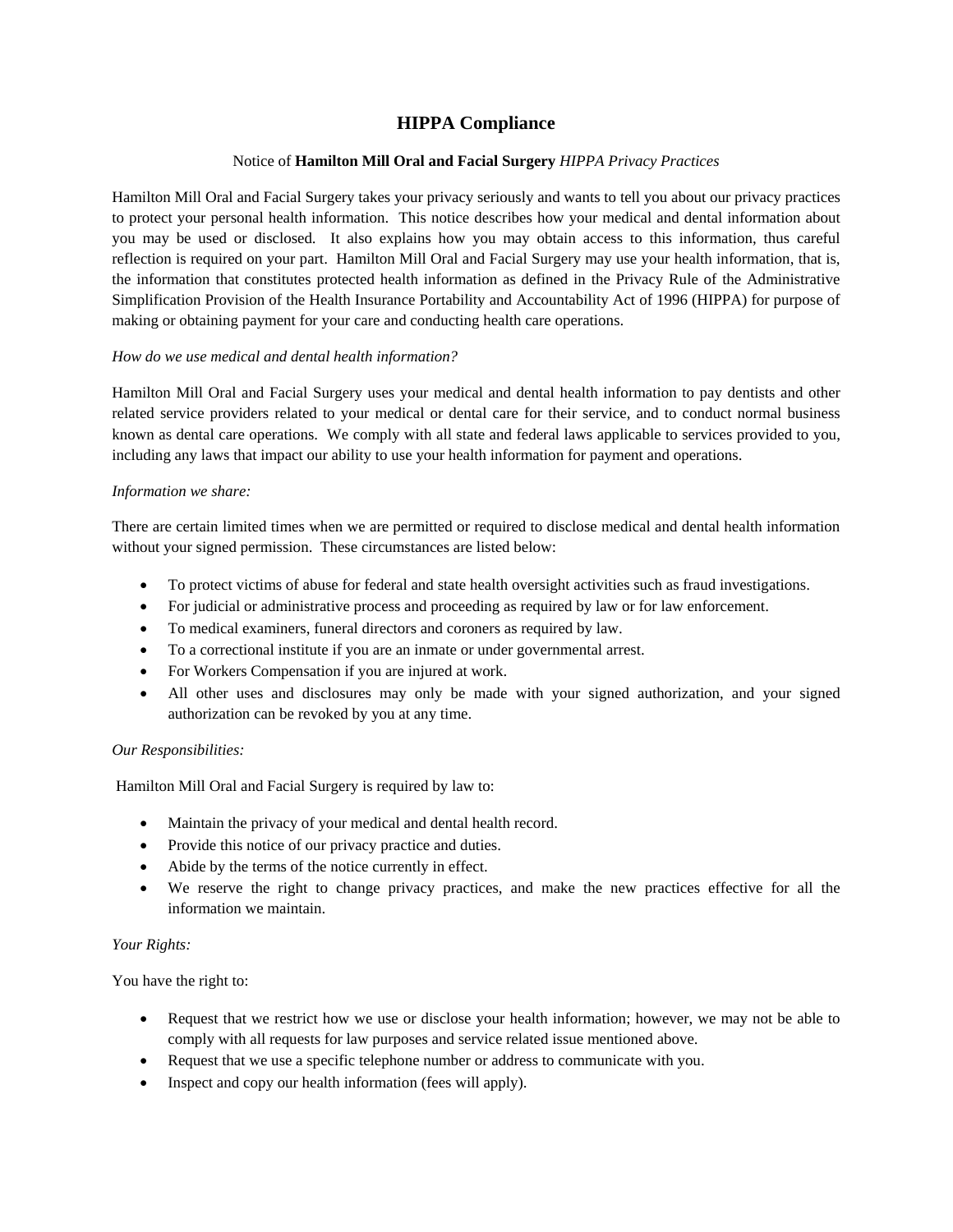# HIPPA Compliance

Notice of **Hamilton Mill Oral and Facial Surgery** *HIPPA Privacy Practices*

Hamilton Mill Oral and Facial Surgery takes your privacy seriously and wants to tell you about our privacy practices to protect your personal health information. This notice describes how your medical and dental information about you may be used or disclosed. It also explains how you may obtain access to this information, thus careful reflection is required on your part. Hamilton Mill Oral and Facial Surgery may use your health information, that is, the information that constitutes protected health information as defined in the Privacy Rule of the Administrative Simplification Provision of the Health Insurance Portability and Accountability Act of 1996 (HIPPA) for purpose of making or obtaining payment for your care and conducting health care operations.

*How do we use medical and dental health information?*

Hamilton Mill Oral and Facial Surgery uses your medical and dental health information to pay dentists and other related service providers related to your medical or dental care for their service, and to conduct normal business known as dental care operations. We comply with all state and federal laws applicable to services provided to you, including any laws that impact our ability to use your health information for payment and operations.

*Information we share:*

There are certain limited times when we are permitted or required to disclose medical and dental health information without your signed permission. These circumstances are listed below:

- To protect victims of abuse for federal and state health oversight activities such as fraud investigations.
- For judicial or administrative process and proceeding as required by law or for law enforcement.
- To medical examiners, funeral directors and coroners as required by law.
- To a correctional institute if you are an inmate or under governmental arrest.
- For Workers Compensation if you are injured at work.
- All other uses and disclosures may only be made with your signed authorization, and your signed authorization can be revoked by you at any time.

*Our Responsibilities:*

Hamilton Mill Oral and Facial Surgery is required by law to:

- Maintain the privacy of your medical and dental health record.
- Provide this notice of our privacy practice and duties.
- Abide by the terms of the notice currently in effect.
- We reserve the right to change privacy practices, and make the new practices effective for all the information we maintain.

*Your Rights:*

You have the right to:

- Request that we restrict how we use or disclose your health information; however, we may not be able to comply with all requests for law purposes and service related issue mentioned above.
- Request that we use a specific telephone number or address to communicate with you.
- Inspect and copy our health information (fees will apply).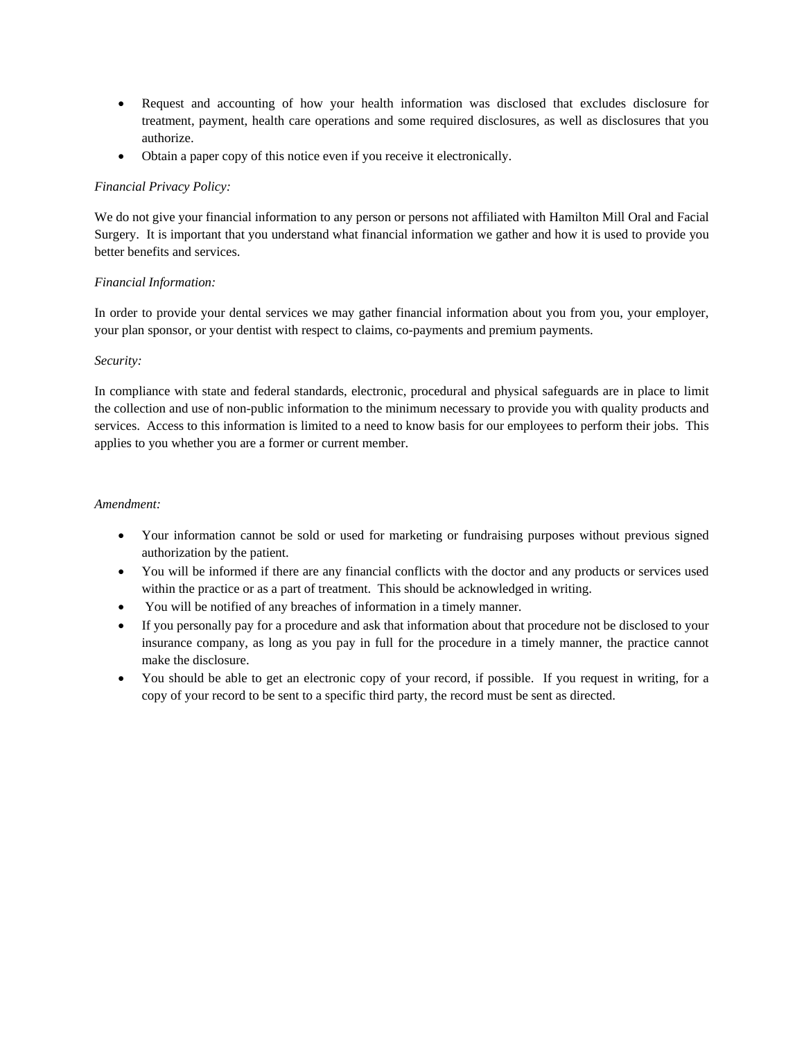- Request and accounting of how your health information was disclosed that excludes disclosure for treatment, payment, health care operations and some required disclosures, as well as disclosures that you authorize.
- Obtain a paper copy of this notice even if you receive it electronically.

*Financial Privacy Policy:*

We do not give your financial information to any person or persons not affiliated with Hamilton Mill Oral and Facial Surgery. It is important that you understand what financial information we gather and how it is used to provide you better benefits and services.

*Financial Information:*

In order to provide your dental services we may gather financial information about you from you, your employer, your plan sponsor, or your dentist with respect to claims, co-payments and premium payments.

*Security:*

In compliance with state and federal standards, electronic, procedural and physical safeguards are in place to limit the collection and use of non-public information to the minimum necessary to provide you with quality products and services. Access to this information is limited to a need to know basis for our employees to perform their jobs. This applies to you whether you are a former or current member.

*Amendment:*

- Your information cannot be sold or used for marketing or fundraising purposes without previous signed authorization by the patient.
- You will be informed if there are any financial conflicts with the doctor and any products or services used within the practice or as a part of treatment. This should be acknowledged in writing.
- You will be notified of any breaches of information in a timely manner.
- If you personally pay for a procedure and ask that information about that procedure not be disclosed to your insurance company, as long as you pay in full for the procedure in a timely manner, the practice cannot make the disclosure.
- You should be able to get an electronic copy of your record, if possible. If you request in writing, for a copy of your record to be sent to a specific third party, the record must be sent as directed.